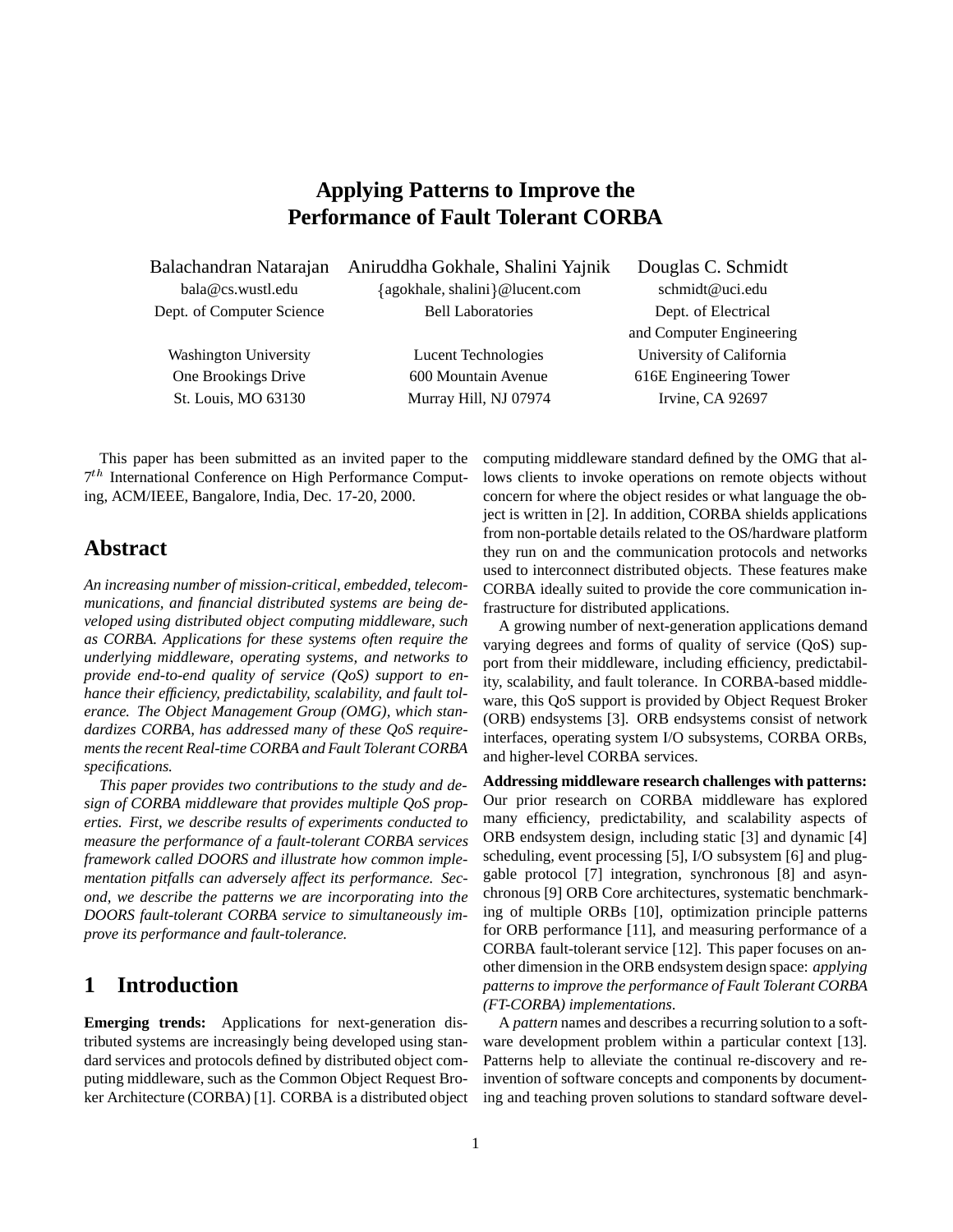# Applying Patterns to Improve the Performance of Fault Tolerant CORBA

Balachandran Natarajan
bala@cs.wustl.edu
Dept. of Computer Science
Washington University
One Brookings Drive
St. Louis, MO 63130

Aniruddha Gokhale, Shalini Yajnik
{agokhale, shalini}@lucent.com
Bell Laboratories
Lucent Technologies
600 Mountain Avenue
Murray Hill, NJ 07974

Douglas C. Schmidt
schmidt@uci.edu
Dept. of Electrical and Computer Engineering
University of California
616E Engineering Tower
Irvine, CA 92697

This paper has been submitted as an invited paper to the $7^{th}$ International Conference on High Performance Computing, ACM/IEEE, Bangalore, India, Dec. 17-20, 2000.

## Abstract

*An increasing number of mission-critical, embedded, telecommunications, and financial distributed systems are being developed using distributed object computing middleware, such as CORBA. Applications for these systems often require the underlying middleware, operating systems, and networks to provide end-to-end quality of service (QoS) support to enhance their efficiency, predictability, scalability, and fault tolerance. The Object Management Group (OMG), which standardizes CORBA, has addressed many of these QoS requirements the recent Real-time CORBA and Fault Tolerant CORBA specifications.*

*This paper provides two contributions to the study and design of CORBA middleware that provides multiple QoS properties. First, we describe results of experiments conducted to measure the performance of a fault-tolerant CORBA services framework called DOORS and illustrate how common implementation pitfalls can adversely affect its performance. Second, we describe the patterns we are incorporating into the DOORS fault-tolerant CORBA service to simultaneously improve its performance and fault-tolerance.*

## 1 Introduction

**Emerging trends:** Applications for next-generation distributed systems are increasingly being developed using standard services and protocols defined by distributed object computing middleware, such as the Common Object Request Broker Architecture (CORBA) [1]. CORBA is a distributed object computing middleware standard defined by the OMG that allows clients to invoke operations on remote objects without concern for where the object resides or what language the object is written in [2]. In addition, CORBA shields applications from non-portable details related to the OS/hardware platform they run on and the communication protocols and networks used to interconnect distributed objects. These features make CORBA ideally suited to provide the core communication infrastructure for distributed applications.

A growing number of next-generation applications demand varying degrees and forms of quality of service (QoS) support from their middleware, including efficiency, predictability, scalability, and fault tolerance. In CORBA-based middleware, this QoS support is provided by Object Request Broker (ORB) endsystems [3]. ORB endsystems consist of network interfaces, operating system I/O subsystems, CORBA ORBs, and higher-level CORBA services.

**Addressing middleware research challenges with patterns:** Our prior research on CORBA middleware has explored many efficiency, predictability, and scalability aspects of ORB endsystem design, including static [3] and dynamic [4] scheduling, event processing [5], I/O subsystem [6] and pluggable protocol [7] integration, synchronous [8] and asynchronous [9] ORB Core architectures, systematic benchmarking of multiple ORBs [10], optimization principle patterns for ORB performance [11], and measuring performance of a CORBA fault-tolerant service [12]. This paper focuses on another dimension in the ORB endsystem design space: *applying patterns to improve the performance of Fault Tolerant CORBA (FT-CORBA) implementations*.

A *pattern* names and describes a recurring solution to a software development problem within a particular context [13]. Patterns help to alleviate the continual re-discovery and reinvention of software concepts and components by documenting and teaching proven solutions to standard software devel-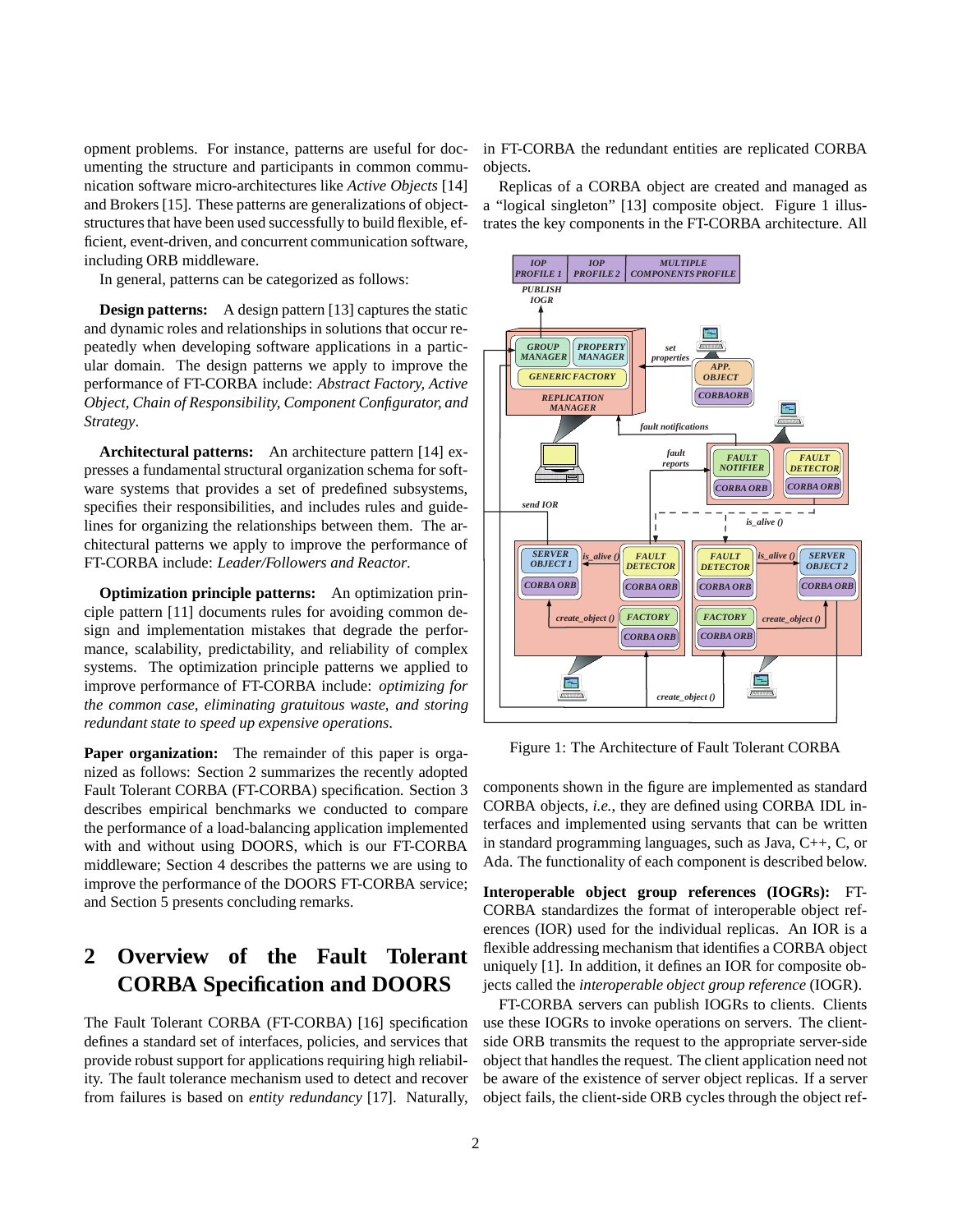opment problems. For instance, patterns are useful for documenting the structure and participants in common communication software micro-architectures like *Active Objects* [14] and Brokers [15]. These patterns are generalizations of object-structures that have been used successfully to build flexible, efficient, event-driven, and concurrent communication software, including ORB middleware.

In general, patterns can be categorized as follows:

**Design patterns:** A design pattern [13] captures the static and dynamic roles and relationships in solutions that occur repeatedly when developing software applications in a particular domain. The design patterns we apply to improve the performance of FT-CORBA include: *Abstract Factory, Active Object, Chain of Responsibility, Component Configurator, and Strategy*.

**Architectural patterns:** An architecture pattern [14] expresses a fundamental structural organization schema for software systems that provides a set of predefined subsystems, specifies their responsibilities, and includes rules and guidelines for organizing the relationships between them. The architectural patterns we apply to improve the performance of FT-CORBA include: *Leader/Followers and Reactor*.

**Optimization principle patterns:** An optimization principle pattern [11] documents rules for avoiding common design and implementation mistakes that degrade the performance, scalability, predictability, and reliability of complex systems. The optimization principle patterns we applied to improve performance of FT-CORBA include: *optimizing for the common case, eliminating gratuitous waste, and storing redundant state to speed up expensive operations*.

**Paper organization:** The remainder of this paper is organized as follows: Section 2 summarizes the recently adopted Fault Tolerant CORBA (FT-CORBA) specification. Section 3 describes empirical benchmarks we conducted to compare the performance of a load-balancing application implemented with and without using DOORS, which is our FT-CORBA middleware; Section 4 describes the patterns we are using to improve the performance of the DOORS FT-CORBA service; and Section 5 presents concluding remarks.

# 2 Overview of the Fault Tolerant CORBA Specification and DOORS

The Fault Tolerant CORBA (FT-CORBA) [16] specification defines a standard set of interfaces, policies, and services that provide robust support for applications requiring high reliability. The fault tolerance mechanism used to detect and recover from failures is based on *entity redundancy* [17]. Naturally, in FT-CORBA the redundant entities are replicated CORBA objects.

Replicas of a CORBA object are created and managed as a "logical singleton" [13] composite object. Figure 1 illustrates the key components in the FT-CORBA architecture. All

Figure 1: The Architecture of Fault Tolerant CORBA

components shown in the figure are implemented as standard CORBA objects, *i.e.,* they are defined using CORBA IDL interfaces and implemented using servants that can be written in standard programming languages, such as Java, C++, C, or Ada. The functionality of each component is described below.

**Interoperable object group references (IOGRs):** FT-CORBA standardizes the format of interoperable object references (IOR) used for the individual replicas. An IOR is a flexible addressing mechanism that identifies a CORBA object uniquely [1]. In addition, it defines an IOR for composite objects called the *interoperable object group reference* (IOGR).

FT-CORBA servers can publish IOGRs to clients. Clients use these IOGRs to invoke operations on servers. The client-side ORB transmits the request to the appropriate server-side object that handles the request. The client application need not be aware of the existence of server object replicas. If a server object fails, the client-side ORB cycles through the object ref-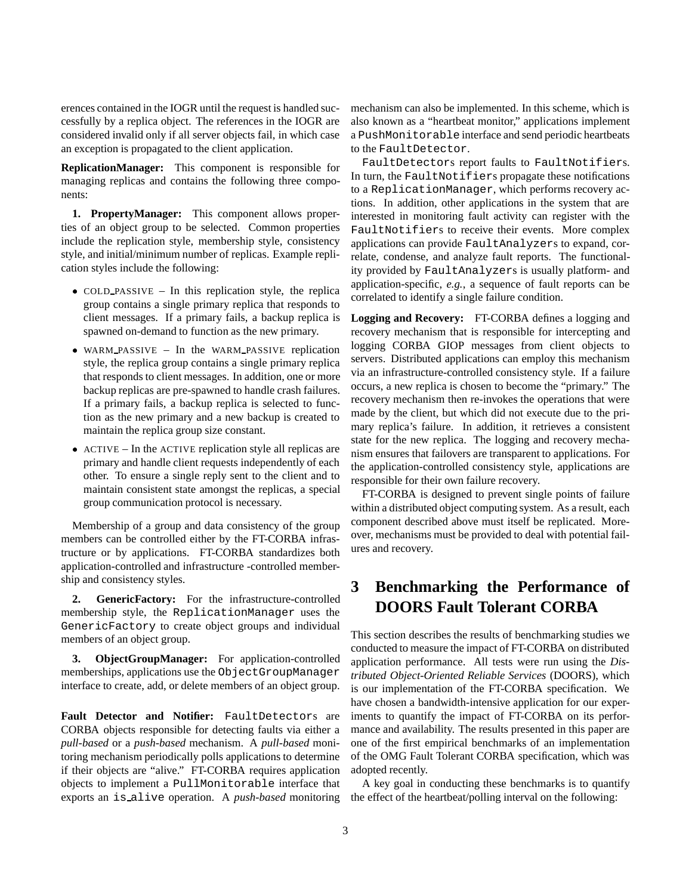erences contained in the IOGR until the request is handled successfully by a replica object. The references in the IOGR are considered invalid only if all server objects fail, in which case an exception is propagated to the client application.

**ReplicationManager:** This component is responsible for managing replicas and contains the following three components:

**1. PropertyManager:** This component allows properties of an object group to be selected. Common properties include the replication style, membership style, consistency style, and initial/minimum number of replicas. Example replication styles include the following:

- COLD_PASSIVE – In this replication style, the replica group contains a single primary replica that responds to client messages. If a primary fails, a backup replica is spawned on-demand to function as the new primary.
- WARM_PASSIVE – In the WARM_PASSIVE replication style, the replica group contains a single primary replica that responds to client messages. In addition, one or more backup replicas are pre-spawned to handle crash failures. If a primary fails, a backup replica is selected to function as the new primary and a new backup is created to maintain the replica group size constant.
- ACTIVE – In the ACTIVE replication style all replicas are primary and handle client requests independently of each other. To ensure a single reply sent to the client and to maintain consistent state amongst the replicas, a special group communication protocol is necessary.

Membership of a group and data consistency of the group members can be controlled either by the FT-CORBA infrastructure or by applications. FT-CORBA standardizes both application-controlled and infrastructure -controlled membership and consistency styles.

**2. GenericFactory:** For the infrastructure-controlled membership style, the `ReplicationManager` uses the `GenericFactory` to create object groups and individual members of an object group.

**3. ObjectGroupManager:** For application-controlled memberships, applications use the `ObjectGroupManager` interface to create, add, or delete members of an object group.

**Fault Detector and Notifier:** `FaultDetector`s are CORBA objects responsible for detecting faults via either a *pull-based* or a *push-based* mechanism. A *pull-based* monitoring mechanism periodically polls applications to determine if their objects are "alive." FT-CORBA requires application objects to implement a `PullMonitorable` interface that exports an `is_alive` operation. A *push-based* monitoring mechanism can also be implemented. In this scheme, which is also known as a "heartbeat monitor," applications implement a `PushMonitorable` interface and send periodic heartbeats to the `FaultDetector`.

`FaultDetector`s report faults to `FaultNotifier`s. In turn, the `FaultNotifier`s propagate these notifications to a `ReplicationManager`, which performs recovery actions. In addition, other applications in the system that are interested in monitoring fault activity can register with the `FaultNotifier`s to receive their events. More complex applications can provide `FaultAnalyzer`s to expand, correlate, condense, and analyze fault reports. The functionality provided by `FaultAnalyzer`s is usually platform- and application-specific, *e.g.*, a sequence of fault reports can be correlated to identify a single failure condition.

**Logging and Recovery:** FT-CORBA defines a logging and recovery mechanism that is responsible for intercepting and logging CORBA GIOP messages from client objects to servers. Distributed applications can employ this mechanism via an infrastructure-controlled consistency style. If a failure occurs, a new replica is chosen to become the "primary." The recovery mechanism then re-invokes the operations that were made by the client, but which did not execute due to the primary replica's failure. In addition, it retrieves a consistent state for the new replica. The logging and recovery mechanism ensures that failovers are transparent to applications. For the application-controlled consistency style, applications are responsible for their own failure recovery.

FT-CORBA is designed to prevent single points of failure within a distributed object computing system. As a result, each component described above must itself be replicated. Moreover, mechanisms must be provided to deal with potential failures and recovery.

# 3 Benchmarking the Performance of DOORS Fault Tolerant CORBA

This section describes the results of benchmarking studies we conducted to measure the impact of FT-CORBA on distributed application performance. All tests were run using the *Distributed Object-Oriented Reliable Services* (DOORS), which is our implementation of the FT-CORBA specification. We have chosen a bandwidth-intensive application for our experiments to quantify the impact of FT-CORBA on its performance and availability. The results presented in this paper are one of the first empirical benchmarks of an implementation of the OMG Fault Tolerant CORBA specification, which was adopted recently.

A key goal in conducting these benchmarks is to quantify the effect of the heartbeat/polling interval on the following: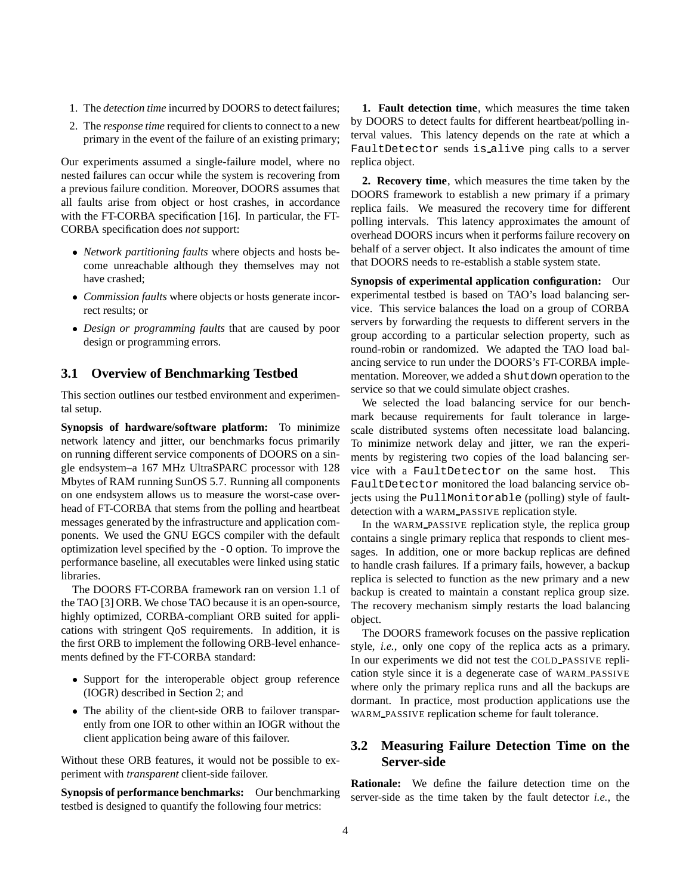1. The *detection time* incurred by DOORS to detect failures;
2. The *response time* required for clients to connect to a new primary in the event of the failure of an existing primary;

Our experiments assumed a single-failure model, where no nested failures can occur while the system is recovering from a previous failure condition. Moreover, DOORS assumes that all faults arise from object or host crashes, in accordance with the FT-CORBA specification [16]. In particular, the FT-CORBA specification does *not* support:

- *Network partitioning faults* where objects and hosts become unreachable although they themselves may not have crashed;
- *Commission faults* where objects or hosts generate incorrect results; or
- *Design or programming faults* that are caused by poor design or programming errors.

## 3.1 Overview of Benchmarking Testbed

This section outlines our testbed environment and experimental setup.

**Synopsis of hardware/software platform:** To minimize network latency and jitter, our benchmarks focus primarily on running different service components of DOORS on a single endsystem–a 167 MHz UltraSPARC processor with 128 Mbytes of RAM running SunOS 5.7. Running all components on one endsystem allows us to measure the worst-case overhead of FT-CORBA that stems from the polling and heartbeat messages generated by the infrastructure and application components. We used the GNU EGCS compiler with the default optimization level specified by the `-O` option. To improve the performance baseline, all executables were linked using static libraries.

The DOORS FT-CORBA framework ran on version 1.1 of the TAO [3] ORB. We chose TAO because it is an open-source, highly optimized, CORBA-compliant ORB suited for applications with stringent QoS requirements. In addition, it is the first ORB to implement the following ORB-level enhancements defined by the FT-CORBA standard:

- Support for the interoperable object group reference (IOGR) described in Section 2; and
- The ability of the client-side ORB to failover transparently from one IOR to other within an IOGR without the client application being aware of this failover.

Without these ORB features, it would not be possible to experiment with *transparent* client-side failover.

**Synopsis of performance benchmarks:** Our benchmarking testbed is designed to quantify the following four metrics:

**1. Fault detection time**, which measures the time taken by DOORS to detect faults for different heartbeat/polling interval values. This latency depends on the rate at which a `FaultDetector` sends `is_alive` ping calls to a server replica object.

**2. Recovery time**, which measures the time taken by the DOORS framework to establish a new primary if a primary replica fails. We measured the recovery time for different polling intervals. This latency approximates the amount of overhead DOORS incurs when it performs failure recovery on behalf of a server object. It also indicates the amount of time that DOORS needs to re-establish a stable system state.

**Synopsis of experimental application configuration:** Our experimental testbed is based on TAO's load balancing service. This service balances the load on a group of CORBA servers by forwarding the requests to different servers in the group according to a particular selection property, such as round-robin or randomized. We adapted the TAO load balancing service to run under the DOORS's FT-CORBA implementation. Moreover, we added a `shutdown` operation to the service so that we could simulate object crashes.

We selected the load balancing service for our benchmark because requirements for fault tolerance in large-scale distributed systems often necessitate load balancing. To minimize network delay and jitter, we ran the experiments by registering two copies of the load balancing service with a `FaultDetector` on the same host. This `FaultDetector` monitored the load balancing service objects using the `PullMonitorable` (polling) style of fault-detection with a WARM_PASSIVE replication style.

In the WARM_PASSIVE replication style, the replica group contains a single primary replica that responds to client messages. In addition, one or more backup replicas are defined to handle crash failures. If a primary fails, however, a backup replica is selected to function as the new primary and a new backup is created to maintain a constant replica group size. The recovery mechanism simply restarts the load balancing object.

The DOORS framework focuses on the passive replication style, *i.e.*, only one copy of the replica acts as a primary. In our experiments we did not test the COLD_PASSIVE replication style since it is a degenerate case of WARM_PASSIVE where only the primary replica runs and all the backups are dormant. In practice, most production applications use the WARM_PASSIVE replication scheme for fault tolerance.

## 3.2 Measuring Failure Detection Time on the Server-side

**Rationale:** We define the failure detection time on the server-side as the time taken by the fault detector *i.e.*, the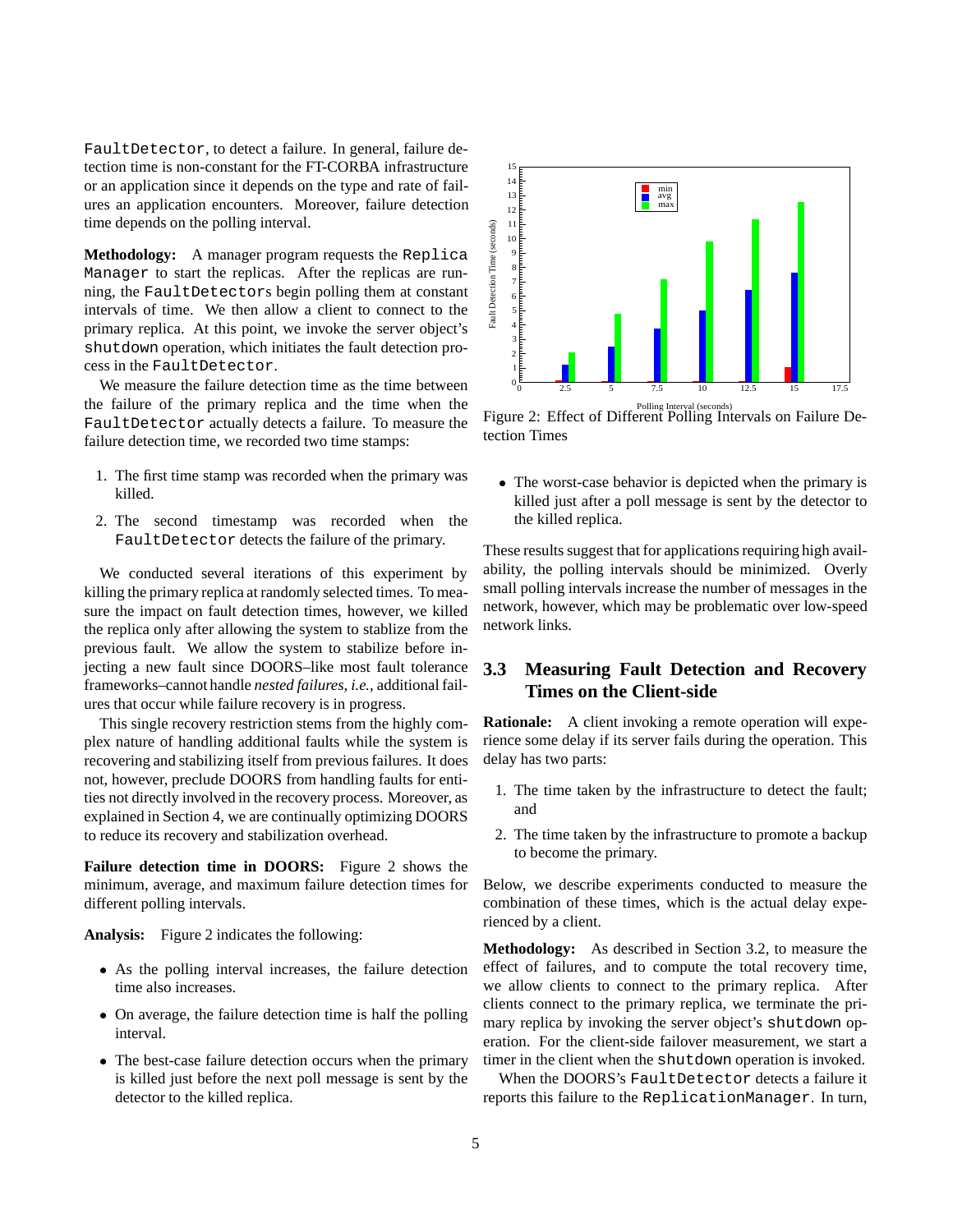FaultDetector, to detect a failure. In general, failure detection time is non-constant for the FT-CORBA infrastructure or an application since it depends on the type and rate of failures an application encounters. Moreover, failure detection time depends on the polling interval.

**Methodology:** A manager program requests the Replica Manager to start the replicas. After the replicas are running, the FaultDetectors begin polling them at constant intervals of time. We then allow a client to connect to the primary replica. At this point, we invoke the server object's shutdown operation, which initiates the fault detection process in the FaultDetector.

We measure the failure detection time as the time between the failure of the primary replica and the time when the FaultDetector actually detects a failure. To measure the failure detection time, we recorded two time stamps:

1. The first time stamp was recorded when the primary was killed.
2. The second timestamp was recorded when the FaultDetector detects the failure of the primary.

We conducted several iterations of this experiment by killing the primary replica at randomly selected times. To measure the impact on fault detection times, however, we killed the replica only after allowing the system to stablize from the previous fault. We allow the system to stabilize before injecting a new fault since DOORS–like most fault tolerance frameworks–cannot handle *nested failures*, *i.e.*, additional failures that occur while failure recovery is in progress.

This single recovery restriction stems from the highly complex nature of handling additional faults while the system is recovering and stabilizing itself from previous failures. It does not, however, preclude DOORS from handling faults for entities not directly involved in the recovery process. Moreover, as explained in Section 4, we are continually optimizing DOORS to reduce its recovery and stabilization overhead.

**Failure detection time in DOORS:** Figure 2 shows the minimum, average, and maximum failure detection times for different polling intervals.

**Analysis:** Figure 2 indicates the following:

- As the polling interval increases, the failure detection time also increases.
- On average, the failure detection time is half the polling interval.
- The best-case failure detection occurs when the primary is killed just before the next poll message is sent by the detector to the killed replica.

Figure 2: Effect of Different Polling Intervals on Failure Detection Times

- The worst-case behavior is depicted when the primary is killed just after a poll message is sent by the detector to the killed replica.

These results suggest that for applications requiring high availability, the polling intervals should be minimized. Overly small polling intervals increase the number of messages in the network, however, which may be problematic over low-speed network links.

## 3.3 Measuring Fault Detection and Recovery Times on the Client-side

**Rationale:** A client invoking a remote operation will experience some delay if its server fails during the operation. This delay has two parts:

1. The time taken by the infrastructure to detect the fault; and
2. The time taken by the infrastructure to promote a backup to become the primary.

Below, we describe experiments conducted to measure the combination of these times, which is the actual delay experienced by a client.

**Methodology:** As described in Section 3.2, to measure the effect of failures, and to compute the total recovery time, we allow clients to connect to the primary replica. After clients connect to the primary replica, we terminate the primary replica by invoking the server object's shutdown operation. For the client-side failover measurement, we start a timer in the client when the shutdown operation is invoked.

When the DOORS's FaultDetector detects a failure it reports this failure to the ReplicationManager. In turn,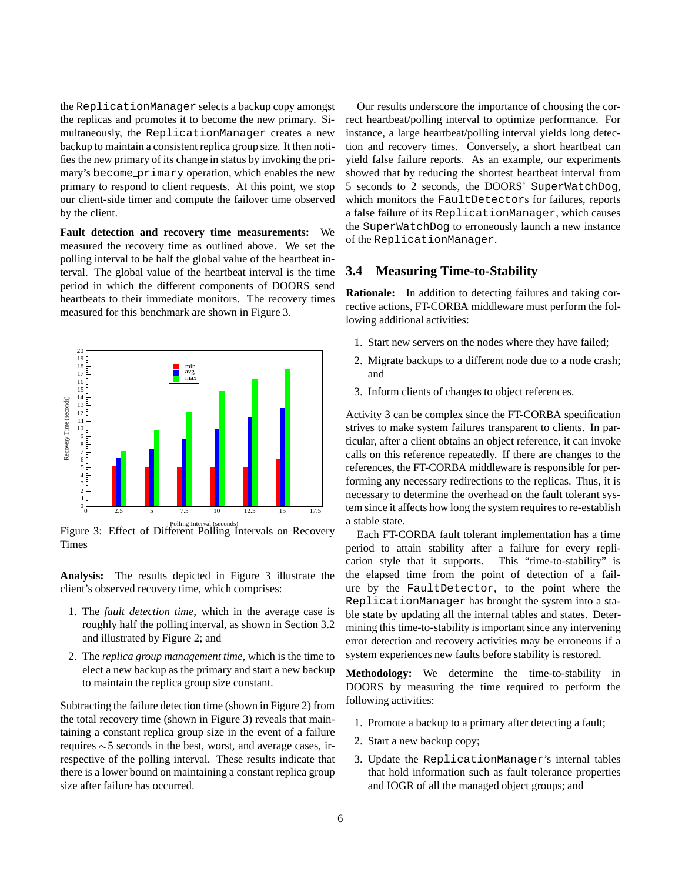the ReplicationManager selects a backup copy amongst the replicas and promotes it to become the new primary. Simultaneously, the ReplicationManager creates a new backup to maintain a consistent replica group size. It then notifies the new primary of its change in status by invoking the primary's become_primary operation, which enables the new primary to respond to client requests. At this point, we stop our client-side timer and compute the failover time observed by the client.

**Fault detection and recovery time measurements:** We measured the recovery time as outlined above. We set the polling interval to be half the global value of the heartbeat interval. The global value of the heartbeat interval is the time period in which the different components of DOORS send heartbeats to their immediate monitors. The recovery times measured for this benchmark are shown in Figure 3.

Figure 3: Effect of Different Polling Intervals on Recovery Times

**Analysis:** The results depicted in Figure 3 illustrate the client's observed recovery time, which comprises:

1. The *fault detection time*, which in the average case is roughly half the polling interval, as shown in Section 3.2 and illustrated by Figure 2; and
2. The *replica group management time*, which is the time to elect a new backup as the primary and start a new backup to maintain the replica group size constant.

Subtracting the failure detection time (shown in Figure 2) from the total recovery time (shown in Figure 3) reveals that maintaining a constant replica group size in the event of a failure requires $\sim$5 seconds in the best, worst, and average cases, irrespective of the polling interval. These results indicate that there is a lower bound on maintaining a constant replica group size after failure has occurred.

Our results underscore the importance of choosing the correct heartbeat/polling interval to optimize performance. For instance, a large heartbeat/polling interval yields long detection and recovery times. Conversely, a short heartbeat can yield false failure reports. As an example, our experiments showed that by reducing the shortest heartbeat interval from 5 seconds to 2 seconds, the DOORS' SuperWatchDog, which monitors the FaultDetectors for failures, reports a false failure of its ReplicationManager, which causes the SuperWatchDog to erroneously launch a new instance of the ReplicationManager.

## 3.4 Measuring Time-to-Stability

**Rationale:** In addition to detecting failures and taking corrective actions, FT-CORBA middleware must perform the following additional activities:

1. Start new servers on the nodes where they have failed;
2. Migrate backups to a different node due to a node crash; and
3. Inform clients of changes to object references.

Activity 3 can be complex since the FT-CORBA specification strives to make system failures transparent to clients. In particular, after a client obtains an object reference, it can invoke calls on this reference repeatedly. If there are changes to the references, the FT-CORBA middleware is responsible for performing any necessary redirections to the replicas. Thus, it is necessary to determine the overhead on the fault tolerant system since it affects how long the system requires to re-establish a stable state.

Each FT-CORBA fault tolerant implementation has a time period to attain stability after a failure for every replication style that it supports. This "time-to-stability" is the elapsed time from the point of detection of a failure by the FaultDetector, to the point where the ReplicationManager has brought the system into a stable state by updating all the internal tables and states. Determining this time-to-stability is important since any intervening error detection and recovery activities may be erroneous if a system experiences new faults before stability is restored.

**Methodology:** We determine the time-to-stability in DOORS by measuring the time required to perform the following activities:

1. Promote a backup to a primary after detecting a fault;
2. Start a new backup copy;
3. Update the ReplicationManager's internal tables that hold information such as fault tolerance properties and IOGR of all the managed object groups; and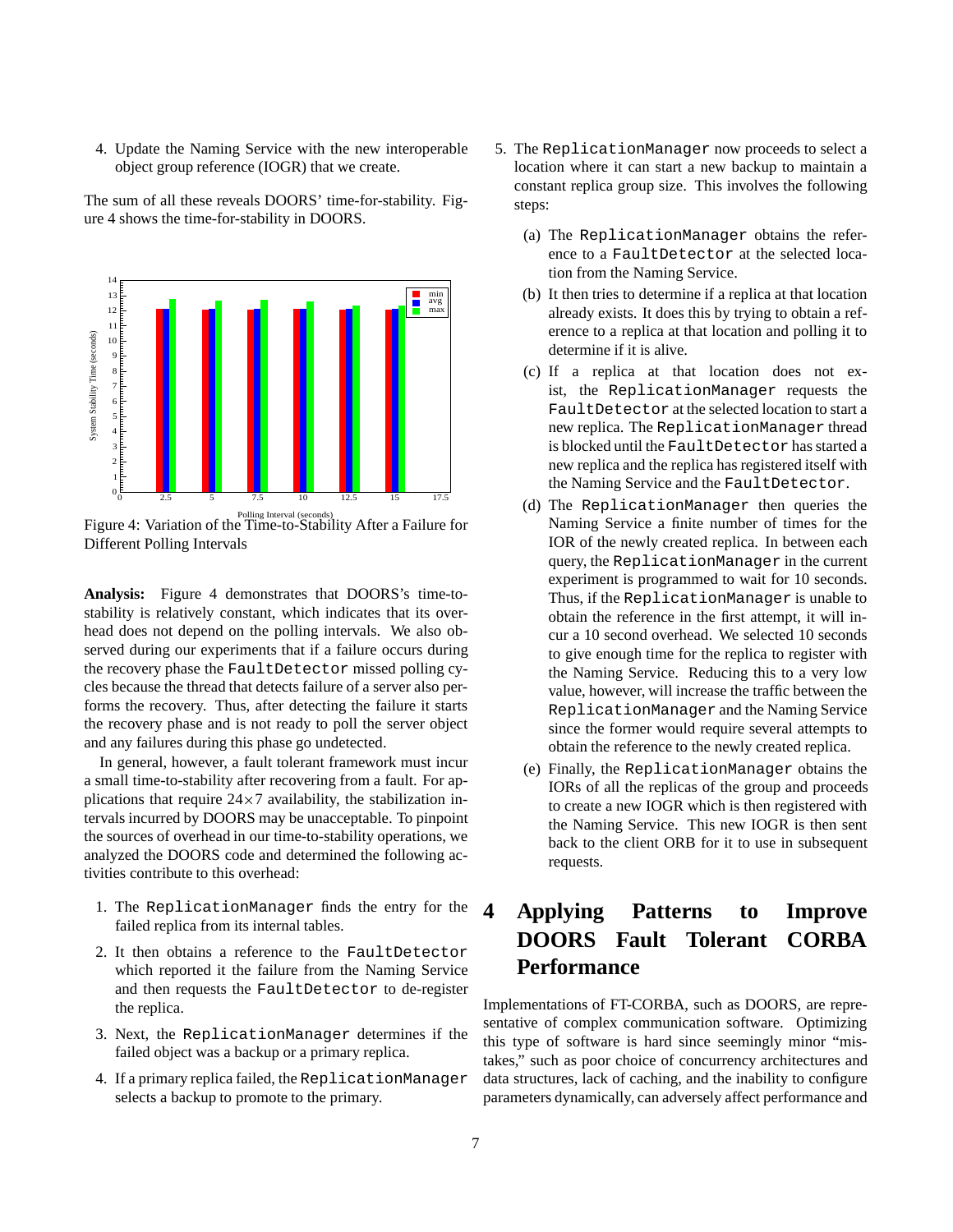4. Update the Naming Service with the new interoperable object group reference (IOGR) that we create.

The sum of all these reveals DOORS' time-for-stability. Figure 4 shows the time-for-stability in DOORS.

Figure 4: Variation of the Time-to-Stability After a Failure for Different Polling Intervals

**Analysis:** Figure 4 demonstrates that DOORS's time-to-stability is relatively constant, which indicates that its overhead does not depend on the polling intervals. We also observed during our experiments that if a failure occurs during the recovery phase the FaultDetector missed polling cycles because the thread that detects failure of a server also performs the recovery. Thus, after detecting the failure it starts the recovery phase and is not ready to poll the server object and any failures during this phase go undetected.

In general, however, a fault tolerant framework must incur a small time-to-stability after recovering from a fault. For applications that require $24 \times 7$ availability, the stabilization intervals incurred by DOORS may be unacceptable. To pinpoint the sources of overhead in our time-to-stability operations, we analyzed the DOORS code and determined the following activities contribute to this overhead:

1. The ReplicationManager finds the entry for the failed replica from its internal tables.
2. It then obtains a reference to the FaultDetector which reported it the failure from the Naming Service and then requests the FaultDetector to de-register the replica.
3. Next, the ReplicationManager determines if the failed object was a backup or a primary replica.
4. If a primary replica failed, the ReplicationManager selects a backup to promote to the primary.
5. The ReplicationManager now proceeds to select a location where it can start a new backup to maintain a constant replica group size. This involves the following steps:
   - (a) The ReplicationManager obtains the reference to a FaultDetector at the selected location from the Naming Service.
   - (b) It then tries to determine if a replica at that location already exists. It does this by trying to obtain a reference to a replica at that location and polling it to determine if it is alive.
   - (c) If a replica at that location does not exist, the ReplicationManager requests the FaultDetector at the selected location to start a new replica. The ReplicationManager thread is blocked until the FaultDetector has started a new replica and the replica has registered itself with the Naming Service and the FaultDetector.
   - (d) The ReplicationManager then queries the Naming Service a finite number of times for the IOR of the newly created replica. In between each query, the ReplicationManager in the current experiment is programmed to wait for 10 seconds. Thus, if the ReplicationManager is unable to obtain the reference in the first attempt, it will incur a 10 second overhead. We selected 10 seconds to give enough time for the replica to register with the Naming Service. Reducing this to a very low value, however, will increase the traffic between the ReplicationManager and the Naming Service since the former would require several attempts to obtain the reference to the newly created replica.
   - (e) Finally, the ReplicationManager obtains the IORs of all the replicas of the group and proceeds to create a new IOGR which is then registered with the Naming Service. This new IOGR is then sent back to the client ORB for it to use in subsequent requests.

# 4 Applying Patterns to Improve DOORS Fault Tolerant CORBA Performance

Implementations of FT-CORBA, such as DOORS, are representative of complex communication software. Optimizing this type of software is hard since seemingly minor "mistakes," such as poor choice of concurrency architectures and data structures, lack of caching, and the inability to configure parameters dynamically, can adversely affect performance and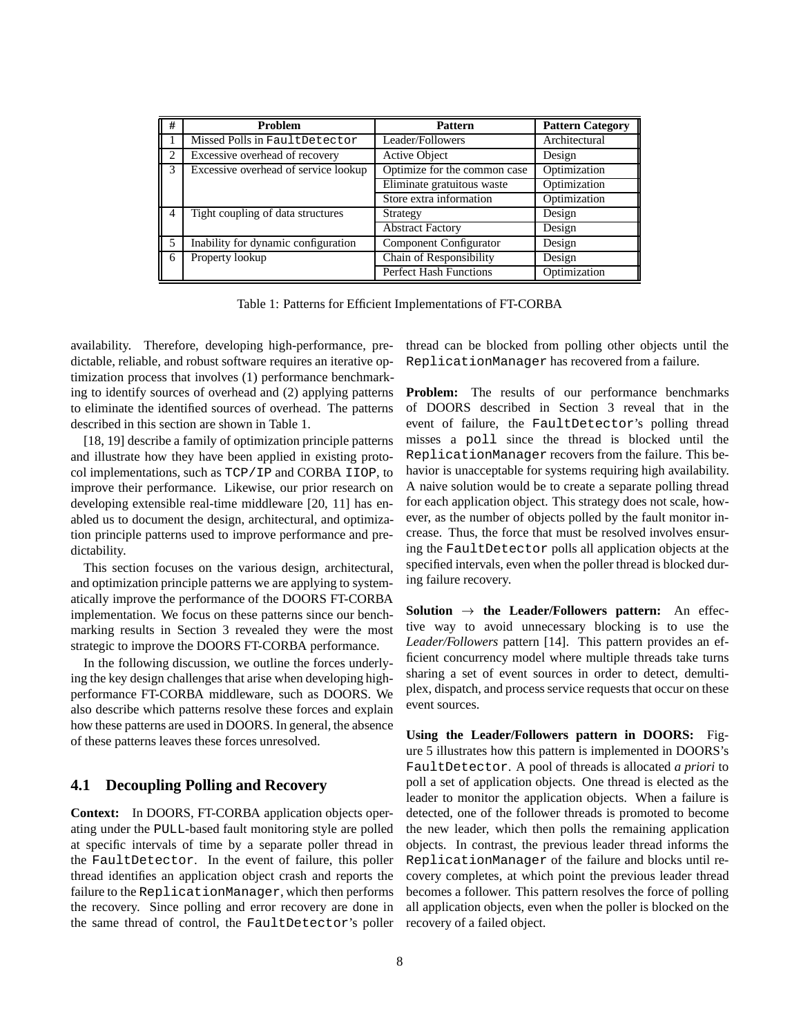| # | Problem | Pattern | Pattern Category |
|---|---|---|---|
| 1 | Missed Polls in `FaultDetector` | Leader/Followers | Architectural |
| 2 | Excessive overhead of recovery | Active Object | Design |
| 3 | Excessive overhead of service lookup | Optimize for the common case | Optimization |
| | | Eliminate gratuitous waste | Optimization |
| | | Store extra information | Optimization |
| 4 | Tight coupling of data structures | Strategy | Design |
| | | Abstract Factory | Design |
| 5 | Inability for dynamic configuration | Component Configurator | Design |
| 6 | Property lookup | Chain of Responsibility | Design |
| | | Perfect Hash Functions | Optimization |

Table 1: Patterns for Efficient Implementations of FT-CORBA

availability. Therefore, developing high-performance, predictable, reliable, and robust software requires an iterative optimization process that involves (1) performance benchmarking to identify sources of overhead and (2) applying patterns to eliminate the identified sources of overhead. The patterns described in this section are shown in Table 1.

[18, 19] describe a family of optimization principle patterns and illustrate how they have been applied in existing protocol implementations, such as `TCP/IP` and CORBA `IIOP`, to improve their performance. Likewise, our prior research on developing extensible real-time middleware [20, 11] has enabled us to document the design, architectural, and optimization principle patterns used to improve performance and predictability.

This section focuses on the various design, architectural, and optimization principle patterns we are applying to systematically improve the performance of the DOORS FT-CORBA implementation. We focus on these patterns since our benchmarking results in Section 3 revealed they were the most strategic to improve the DOORS FT-CORBA performance.

In the following discussion, we outline the forces underlying the key design challenges that arise when developing high-performance FT-CORBA middleware, such as DOORS. We also describe which patterns resolve these forces and explain how these patterns are used in DOORS. In general, the absence of these patterns leaves these forces unresolved.

### 4.1 Decoupling Polling and Recovery

**Context:** In DOORS, FT-CORBA application objects operating under the `PULL`-based fault monitoring style are polled at specific intervals of time by a separate poller thread in the `FaultDetector`. In the event of failure, this poller thread identifies an application object crash and reports the failure to the `ReplicationManager`, which then performs the recovery. Since polling and error recovery are done in the same thread of control, the `FaultDetector`'s poller thread can be blocked from polling other objects until the `ReplicationManager` has recovered from a failure.

**Problem:** The results of our performance benchmarks of DOORS described in Section 3 reveal that in the event of failure, the `FaultDetector`'s polling thread misses a `poll` since the thread is blocked until the `ReplicationManager` recovers from the failure. This behavior is unacceptable for systems requiring high availability. A naive solution would be to create a separate polling thread for each application object. This strategy does not scale, however, as the number of objects polled by the fault monitor increase. Thus, the force that must be resolved involves ensuring the `FaultDetector` polls all application objects at the specified intervals, even when the poller thread is blocked during failure recovery.

**Solution $\rightarrow$ the Leader/Followers pattern:** An effective way to avoid unnecessary blocking is to use the *Leader/Followers* pattern [14]. This pattern provides an efficient concurrency model where multiple threads take turns sharing a set of event sources in order to detect, demultiplex, dispatch, and process service requests that occur on these event sources.

**Using the Leader/Followers pattern in DOORS:** Figure 5 illustrates how this pattern is implemented in DOORS's `FaultDetector`. A pool of threads is allocated *a priori* to poll a set of application objects. One thread is elected as the leader to monitor the application objects. When a failure is detected, one of the follower threads is promoted to become the new leader, which then polls the remaining application objects. In contrast, the previous leader thread informs the `ReplicationManager` of the failure and blocks until recovery completes, at which point the previous leader thread becomes a follower. This pattern resolves the force of polling all application objects, even when the poller is blocked on the recovery of a failed object.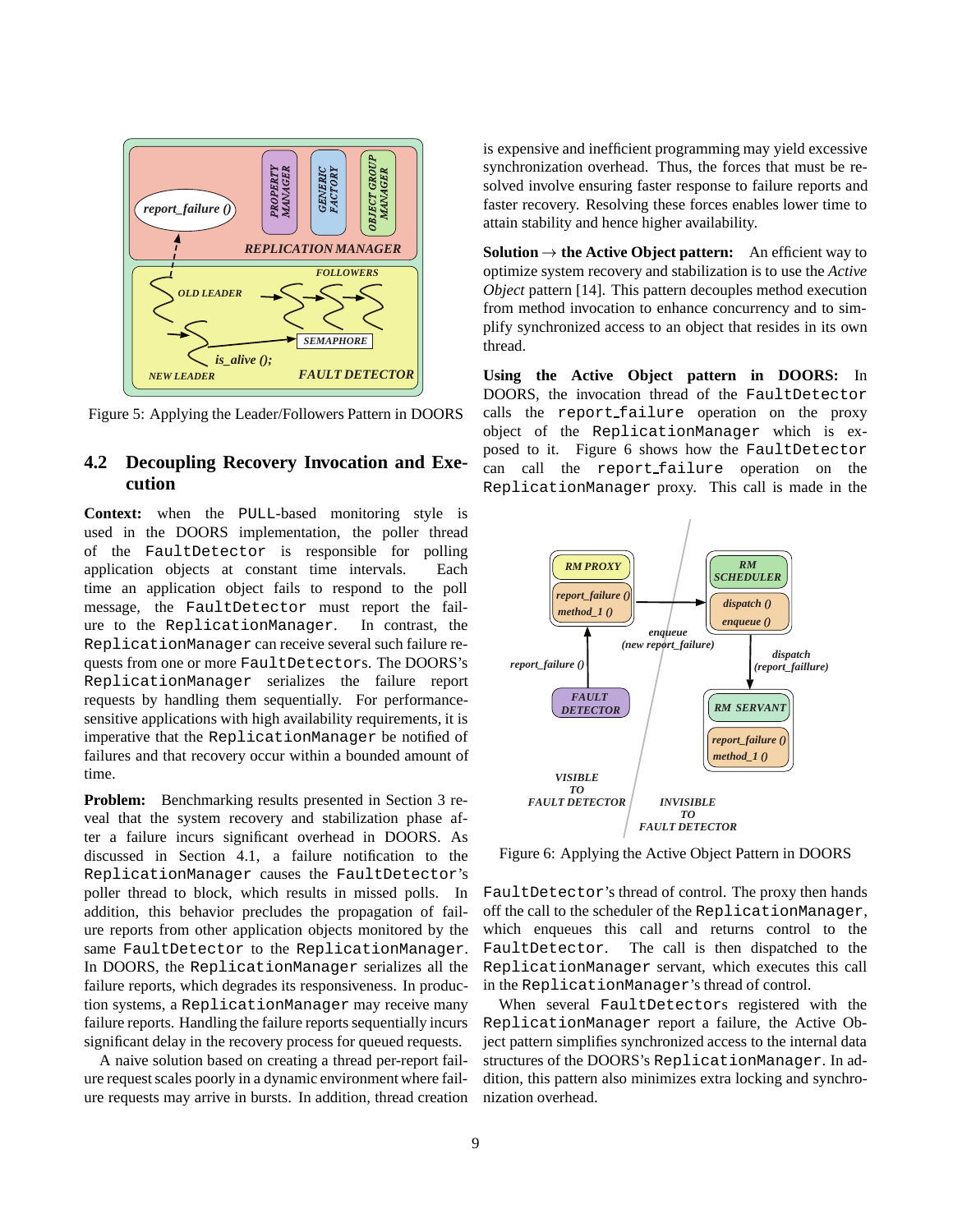Figure 5: Applying the Leader/Followers Pattern in DOORS

### 4.2 Decoupling Recovery Invocation and Execution

**Context:** when the PULL-based monitoring style is used in the DOORS implementation, the poller thread of the FaultDetector is responsible for polling application objects at constant time intervals. Each time an application object fails to respond to the poll message, the FaultDetector must report the failure to the ReplicationManager. In contrast, the ReplicationManager can receive several such failure requests from one or more FaultDetectors. The DOORS's ReplicationManager serializes the failure report requests by handling them sequentially. For performance-sensitive applications with high availability requirements, it is imperative that the ReplicationManager be notified of failures and that recovery occur within a bounded amount of time.

**Problem:** Benchmarking results presented in Section 3 reveal that the system recovery and stabilization phase after a failure incurs significant overhead in DOORS. As discussed in Section 4.1, a failure notification to the ReplicationManager causes the FaultDetector's poller thread to block, which results in missed polls. In addition, this behavior precludes the propagation of failure reports from other application objects monitored by the same FaultDetector to the ReplicationManager. In DOORS, the ReplicationManager serializes all the failure reports, which degrades its responsiveness. In production systems, a ReplicationManager may receive many failure reports. Handling the failure reports sequentially incurs significant delay in the recovery process for queued requests.

A naive solution based on creating a thread per-report failure request scales poorly in a dynamic environment where failure requests may arrive in bursts. In addition, thread creation is expensive and inefficient programming may yield excessive synchronization overhead. Thus, the forces that must be resolved involve ensuring faster response to failure reports and faster recovery. Resolving these forces enables lower time to attain stability and hence higher availability.

**Solution → the Active Object pattern:** An efficient way to optimize system recovery and stabilization is to use the *Active Object* pattern [14]. This pattern decouples method execution from method invocation to enhance concurrency and to simplify synchronized access to an object that resides in its own thread.

**Using the Active Object pattern in DOORS:** In DOORS, the invocation thread of the FaultDetector calls the report_failure operation on the proxy object of the ReplicationManager which is exposed to it. Figure 6 shows how the FaultDetector can call the report_failure operation on the ReplicationManager proxy. This call is made in the

Figure 6: Applying the Active Object Pattern in DOORS

FaultDetector's thread of control. The proxy then hands off the call to the scheduler of the ReplicationManager, which enqueues this call and returns control to the FaultDetector. The call is then dispatched to the ReplicationManager servant, which executes this call in the ReplicationManager's thread of control.

When several FaultDetectors registered with the ReplicationManager report a failure, the Active Object pattern simplifies synchronized access to the internal data structures of the DOORS's ReplicationManager. In addition, this pattern also minimizes extra locking and synchronization overhead.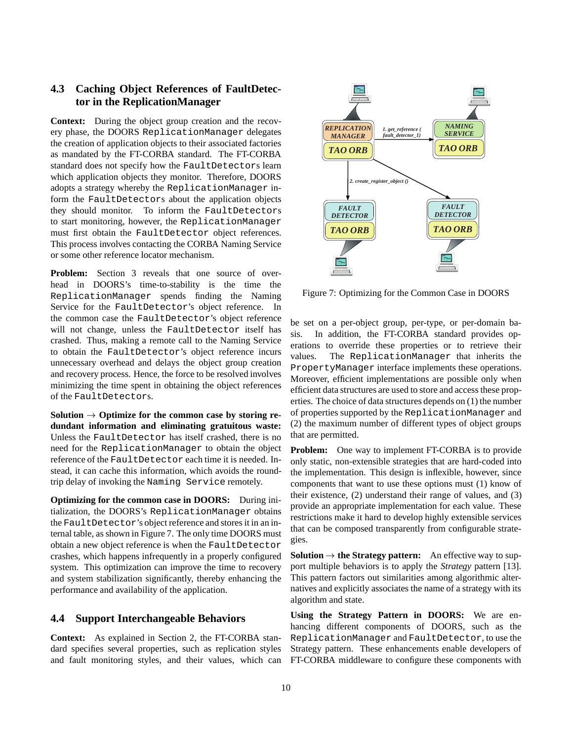### 4.3 Caching Object References of FaultDetector in the ReplicationManager

**Context:** During the object group creation and the recovery phase, the DOORS `ReplicationManager` delegates the creation of application objects to their associated factories as mandated by the FT-CORBA standard. The FT-CORBA standard does not specify how the `FaultDetector`s learn which application objects they monitor. Therefore, DOORS adopts a strategy whereby the `ReplicationManager` inform the `FaultDetectors` about the application objects they should monitor. To inform the `FaultDetectors` to start monitoring, however, the `ReplicationManager` must first obtain the `FaultDetector` object references. This process involves contacting the CORBA Naming Service or some other reference locator mechanism.

**Problem:** Section 3 reveals that one source of overhead in DOORS's time-to-stability is the time the `ReplicationManager` spends finding the Naming Service for the `FaultDetector`'s object reference. In the common case the `FaultDetector`'s object reference will not change, unless the `FaultDetector` itself has crashed. Thus, making a remote call to the Naming Service to obtain the `FaultDetector`'s object reference incurs unnecessary overhead and delays the object group creation and recovery process. Hence, the force to be resolved involves minimizing the time spent in obtaining the object references of the `FaultDetector`s.

**Solution → Optimize for the common case by storing redundant information and eliminating gratuitous waste:** Unless the `FaultDetector` has itself crashed, there is no need for the `ReplicationManager` to obtain the object reference of the `FaultDetector` each time it is needed. Instead, it can cache this information, which avoids the round-trip delay of invoking the `Naming Service` remotely.

**Optimizing for the common case in DOORS:** During initialization, the DOORS's `ReplicationManager` obtains the `FaultDetector`'s object reference and stores it in an internal table, as shown in Figure 7. The only time DOORS must obtain a new object reference is when the `FaultDetector` crashes, which happens infrequently in a properly configured system. This optimization can improve the time to recovery and system stabilization significantly, thereby enhancing the performance and availability of the application.

Figure 7: Optimizing for the Common Case in DOORS

### 4.4 Support Interchangeable Behaviors

**Context:** As explained in Section 2, the FT-CORBA standard specifies several properties, such as replication styles and fault monitoring styles, and their values, which can be set on a per-object group, per-type, or per-domain basis. In addition, the FT-CORBA standard provides operations to override these properties or to retrieve their values. The `ReplicationManager` that inherits the `PropertyManager` interface implements these operations. Moreover, efficient implementations are possible only when efficient data structures are used to store and access these properties. The choice of data structures depends on (1) the number of properties supported by the `ReplicationManager` and (2) the maximum number of different types of object groups that are permitted.

**Problem:** One way to implement FT-CORBA is to provide only static, non-extensible strategies that are hard-coded into the implementation. This design is inflexible, however, since components that want to use these options must (1) know of their existence, (2) understand their range of values, and (3) provide an appropriate implementation for each value. These restrictions make it hard to develop highly extensible services that can be composed transparently from configurable strategies.

**Solution → the Strategy pattern:** An effective way to support multiple behaviors is to apply the *Strategy* pattern [13]. This pattern factors out similarities among algorithmic alternatives and explicitly associates the name of a strategy with its algorithm and state.

**Using the Strategy Pattern in DOORS:** We are enhancing different components of DOORS, such as the `ReplicationManager` and `FaultDetector`, to use the Strategy pattern. These enhancements enable developers of FT-CORBA middleware to configure these components with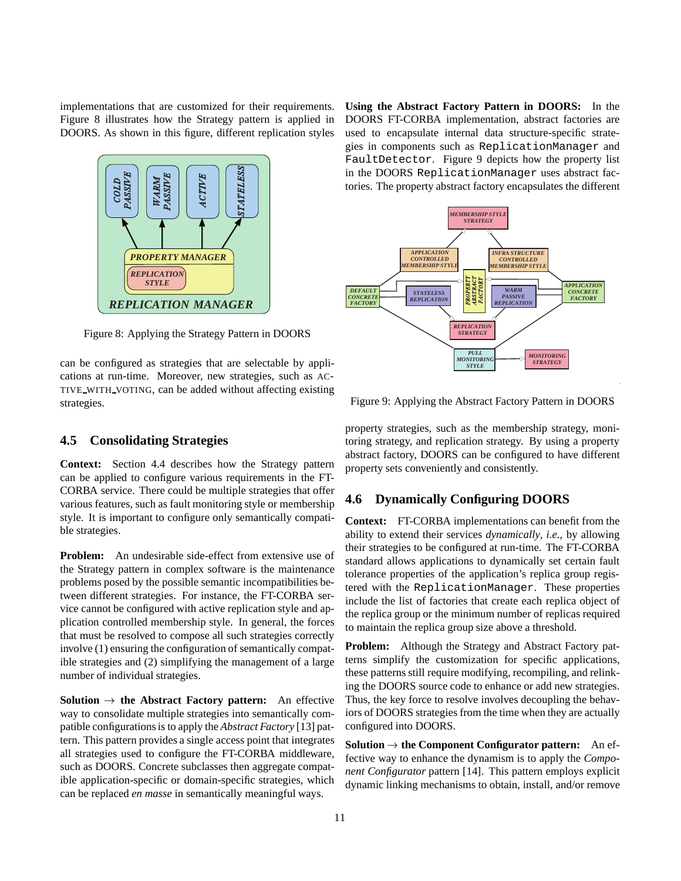implementations that are customized for their requirements. Figure 8 illustrates how the Strategy pattern is applied in DOORS. As shown in this figure, different replication styles can be configured as strategies that are selectable by applications at run-time. Moreover, new strategies, such as ACTIVE_WITH_VOTING, can be added without affecting existing strategies.

Figure 8: Applying the Strategy Pattern in DOORS

### 4.5 Consolidating Strategies

**Context:** Section 4.4 describes how the Strategy pattern can be applied to configure various requirements in the FT-CORBA service. There could be multiple strategies that offer various features, such as fault monitoring style or membership style. It is important to configure only semantically compatible strategies.

**Problem:** An undesirable side-effect from extensive use of the Strategy pattern in complex software is the maintenance problems posed by the possible semantic incompatibilities between different strategies. For instance, the FT-CORBA service cannot be configured with active replication style and application controlled membership style. In general, the forces that must be resolved to compose all such strategies correctly involve (1) ensuring the configuration of semantically compatible strategies and (2) simplifying the management of a large number of individual strategies.

**Solution → the Abstract Factory pattern:** An effective way to consolidate multiple strategies into semantically compatible configurations is to apply the *Abstract Factory* [13] pattern. This pattern provides a single access point that integrates all strategies used to configure the FT-CORBA middleware, such as DOORS. Concrete subclasses then aggregate compatible application-specific or domain-specific strategies, which can be replaced *en masse* in semantically meaningful ways.

**Using the Abstract Factory Pattern in DOORS:** In the DOORS FT-CORBA implementation, abstract factories are used to encapsulate internal data structure-specific strategies in components such as `ReplicationManager` and `FaultDetector`. Figure 9 depicts how the property list in the DOORS `ReplicationManager` uses abstract factories. The property abstract factory encapsulates the different property strategies, such as the membership strategy, monitoring strategy, and replication strategy. By using a property abstract factory, DOORS can be configured to have different property sets conveniently and consistently.

Figure 9: Applying the Abstract Factory Pattern in DOORS

### 4.6 Dynamically Configuring DOORS

**Context:** FT-CORBA implementations can benefit from the ability to extend their services *dynamically*, *i.e.*, by allowing their strategies to be configured at run-time. The FT-CORBA standard allows applications to dynamically set certain fault tolerance properties of the application's replica group registered with the `ReplicationManager`. These properties include the list of factories that create each replica object of the replica group or the minimum number of replicas required to maintain the replica group size above a threshold.

**Problem:** Although the Strategy and Abstract Factory patterns simplify the customization for specific applications, these patterns still require modifying, recompiling, and relinking the DOORS source code to enhance or add new strategies. Thus, the key force to resolve involves decoupling the behaviors of DOORS strategies from the time when they are actually configured into DOORS.

**Solution → the Component Configurator pattern:** An effective way to enhance the dynamism is to apply the *Component Configurator* pattern [14]. This pattern employs explicit dynamic linking mechanisms to obtain, install, and/or remove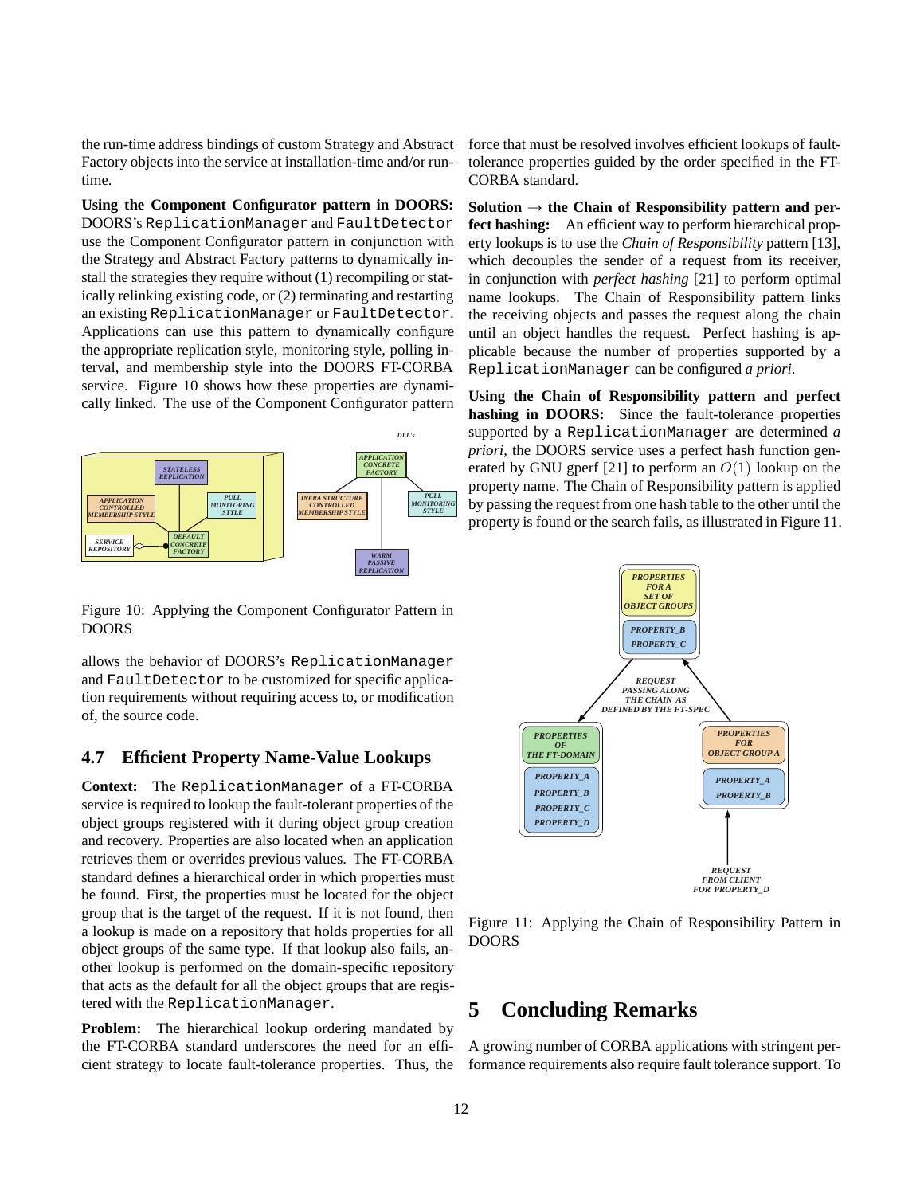the run-time address bindings of custom Strategy and Abstract Factory objects into the service at installation-time and/or run-time.

**Using the Component Configurator pattern in DOORS:** DOORS's `ReplicationManager` and `FaultDetector` use the Component Configurator pattern in conjunction with the Strategy and Abstract Factory patterns to dynamically install the strategies they require without (1) recompiling or statically relinking existing code, or (2) terminating and restarting an existing `ReplicationManager` or `FaultDetector`. Applications can use this pattern to dynamically configure the appropriate replication style, monitoring style, polling interval, and membership style into the DOORS FT-CORBA service. Figure 10 shows how these properties are dynamically linked. The use of the Component Configurator pattern allows the behavior of DOORS's `ReplicationManager` and `FaultDetector` to be customized for specific application requirements without requiring access to, or modification of, the source code.

DLL's
STATELESS REPLICATION
APPLICATION CONTROLLED MEMBERSHIP STYLE
PULL MONITORING STYLE
SERVICE REPOSITORY
DEFAULT CONCRETE FACTORY
APPLICATION CONCRETE FACTORY
INFRA STRUCTURE CONTROLLED MEMBERSHIP STYLE
PULL MONITORING STYLE
WARM PASSIVE REPLICATION

Figure 10: Applying the Component Configurator Pattern in DOORS

## 4.7 Efficient Property Name-Value Lookups

**Context:** The `ReplicationManager` of a FT-CORBA service is required to lookup the fault-tolerant properties of the object groups registered with it during object group creation and recovery. Properties are also located when an application retrieves them or overrides previous values. The FT-CORBA standard defines a hierarchical order in which properties must be found. First, the properties must be located for the object group that is the target of the request. If it is not found, then a lookup is made on a repository that holds properties for all object groups of the same type. If that lookup also fails, another lookup is performed on the domain-specific repository that acts as the default for all the object groups that are registered with the `ReplicationManager`.

**Problem:** The hierarchical lookup ordering mandated by the FT-CORBA standard underscores the need for an efficient strategy to locate fault-tolerance properties. Thus, the force that must be resolved involves efficient lookups of fault-tolerance properties guided by the order specified in the FT-CORBA standard.

**Solution → the Chain of Responsibility pattern and perfect hashing:** An efficient way to perform hierarchical property lookups is to use the *Chain of Responsibility* pattern [13], which decouples the sender of a request from its receiver, in conjunction with *perfect hashing* [21] to perform optimal name lookups. The Chain of Responsibility pattern links the receiving objects and passes the request along the chain until an object handles the request. Perfect hashing is applicable because the number of properties supported by a `ReplicationManager` can be configured *a priori*.

**Using the Chain of Responsibility pattern and perfect hashing in DOORS:** Since the fault-tolerance properties supported by a `ReplicationManager` are determined *a priori*, the DOORS FT-CORBA service uses a perfect hash function generated by GNU gperf [21] to perform an $O(1)$ lookup on the property name. The Chain of Responsibility pattern is applied by passing the request from one hash table to the other until the property is found or the search fails, as illustrated in Figure 11.

PROPERTIES FOR A SET OF OBJECT GROUPS
PROPERTY_B
PROPERTY_C
REQUEST PASSING ALONG THE CHAIN AS DEFINED BY THE FT-SPEC
PROPERTIES OF THE FT-DOMAIN
PROPERTY_A
PROPERTY_B
PROPERTY_C
PROPERTY_D
PROPERTIES FOR OBJECT GROUP A
PROPERTY_A
PROPERTY_B
REQUEST FROM CLIENT FOR PROPERTY_D

Figure 11: Applying the Chain of Responsibility Pattern in DOORS

# 5 Concluding Remarks

A growing number of CORBA applications with stringent performance requirements also require fault tolerance support. To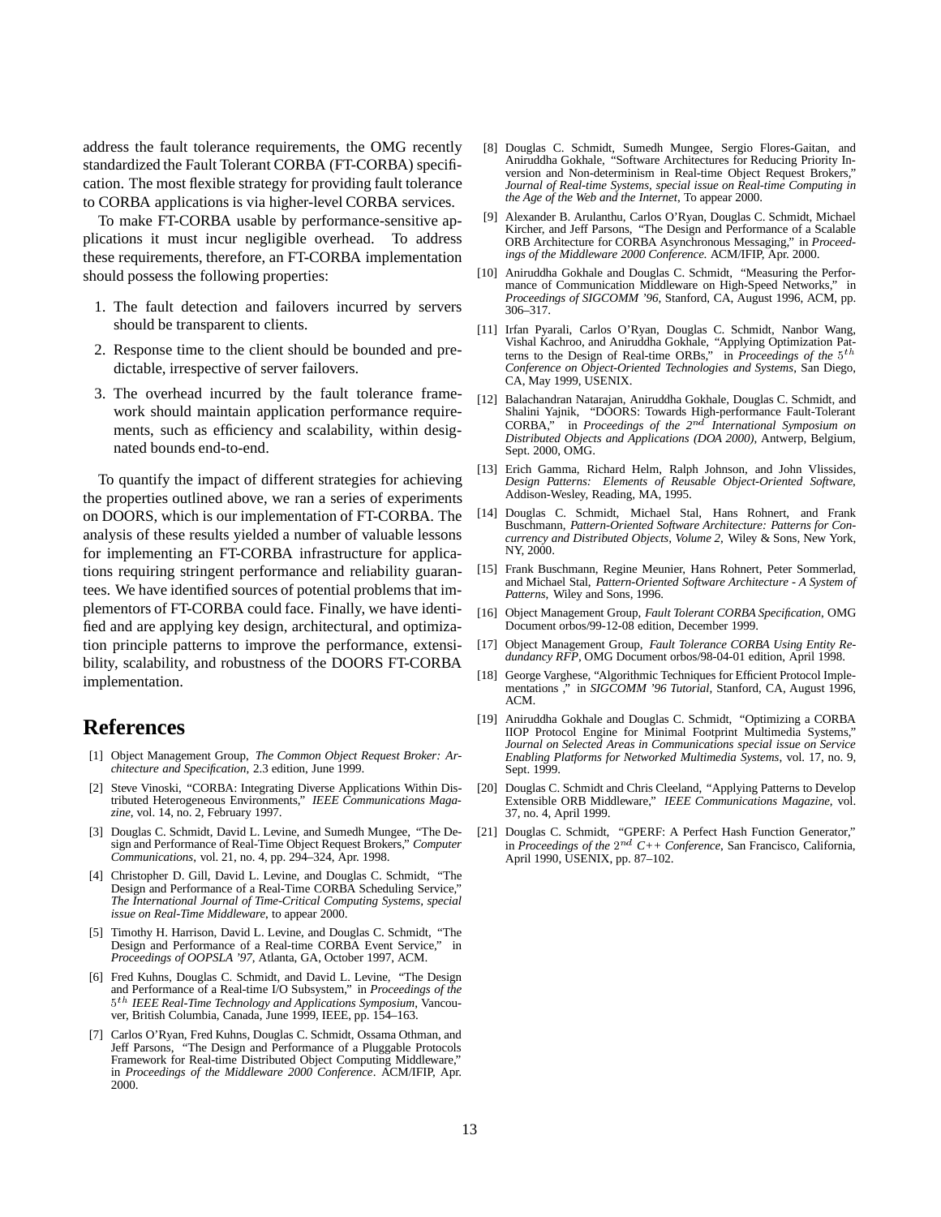address the fault tolerance requirements, the OMG recently standardized the Fault Tolerant CORBA (FT-CORBA) specification. The most flexible strategy for providing fault tolerance to CORBA applications is via higher-level CORBA services.

To make FT-CORBA usable by performance-sensitive applications it must incur negligible overhead. To address these requirements, therefore, an FT-CORBA implementation should possess the following properties:

1. The fault detection and failovers incurred by servers should be transparent to clients.
2. Response time to the client should be bounded and predictable, irrespective of server failovers.
3. The overhead incurred by the fault tolerance framework should maintain application performance requirements, such as efficiency and scalability, within designated bounds end-to-end.

To quantify the impact of different strategies for achieving the properties outlined above, we ran a series of experiments on DOORS, which is our implementation of FT-CORBA. The analysis of these results yielded a number of valuable lessons for implementing an FT-CORBA infrastructure for applications requiring stringent performance and reliability guarantees. We have identified sources of potential problems that implementors of FT-CORBA could face. Finally, we have identified and are applying key design, architectural, and optimization principle patterns to improve the performance, extensibility, scalability, and robustness of the DOORS FT-CORBA implementation.

# References

[1] Object Management Group, *The Common Object Request Broker: Architecture and Specification*, 2.3 edition, June 1999.

[2] Steve Vinoski, "CORBA: Integrating Diverse Applications Within Distributed Heterogeneous Environments," *IEEE Communications Magazine*, vol. 14, no. 2, February 1997.

[3] Douglas C. Schmidt, David L. Levine, and Sumedh Mungee, "The Design and Performance of Real-Time Object Request Brokers," *Computer Communications*, vol. 21, no. 4, pp. 294–324, Apr. 1998.

[4] Christopher D. Gill, David L. Levine, and Douglas C. Schmidt, "The Design and Performance of a Real-Time CORBA Scheduling Service," *The International Journal of Time-Critical Computing Systems, special issue on Real-Time Middleware*, to appear 2000.

[5] Timothy H. Harrison, David L. Levine, and Douglas C. Schmidt, "The Design and Performance of a Real-time CORBA Event Service," in *Proceedings of OOPSLA '97*, Atlanta, GA, October 1997, ACM.

[6] Fred Kuhns, Douglas C. Schmidt, and David L. Levine, "The Design and Performance of a Real-time I/O Subsystem," in *Proceedings of the $5^{th}$ IEEE Real-Time Technology and Applications Symposium*, Vancouver, British Columbia, Canada, June 1999, IEEE, pp. 154–163.

[7] Carlos O'Ryan, Fred Kuhns, Douglas C. Schmidt, Ossama Othman, and Jeff Parsons, "The Design and Performance of a Pluggable Protocols Framework for Real-time Distributed Object Computing Middleware," in *Proceedings of the Middleware 2000 Conference*. ACM/IFIP, Apr. 2000.

[8] Douglas C. Schmidt, Sumedh Mungee, Sergio Flores-Gaitan, and Aniruddha Gokhale, "Software Architectures for Reducing Priority Inversion and Non-determinism in Real-time Object Request Brokers," *Journal of Real-time Systems, special issue on Real-time Computing in the Age of the Web and the Internet*, To appear 2000.

[9] Alexander B. Arulanthu, Carlos O'Ryan, Douglas C. Schmidt, Michael Kircher, and Jeff Parsons, "The Design and Performance of a Scalable ORB Architecture for CORBA Asynchronous Messaging," in *Proceedings of the Middleware 2000 Conference*. ACM/IFIP, Apr. 2000.

[10] Aniruddha Gokhale and Douglas C. Schmidt, "Measuring the Performance of Communication Middleware on High-Speed Networks," in *Proceedings of SIGCOMM '96*, Stanford, CA, August 1996, ACM, pp. 306–317.

[11] Irfan Pyarali, Carlos O'Ryan, Douglas C. Schmidt, Nanbor Wang, Vishal Kachroo, and Aniruddha Gokhale, "Applying Optimization Patterns to the Design of Real-time ORBs," in *Proceedings of the $5^{th}$ Conference on Object-Oriented Technologies and Systems*, San Diego, CA, May 1999, USENIX.

[12] Balachandran Natarajan, Aniruddha Gokhale, Douglas C. Schmidt, and Shalini Yajnik, "DOORS: Towards High-performance Fault-Tolerant CORBA," in *Proceedings of the $2^{nd}$ International Symposium on Distributed Objects and Applications (DOA 2000)*, Antwerp, Belgium, Sept. 2000, OMG.

[13] Erich Gamma, Richard Helm, Ralph Johnson, and John Vlissides, *Design Patterns: Elements of Reusable Object-Oriented Software*, Addison-Wesley, Reading, MA, 1995.

[14] Douglas C. Schmidt, Michael Stal, Hans Rohnert, and Frank Buschmann, *Pattern-Oriented Software Architecture: Patterns for Concurrency and Distributed Objects, Volume 2*, Wiley & Sons, New York, NY, 2000.

[15] Frank Buschmann, Regine Meunier, Hans Rohnert, Peter Sommerlad, and Michael Stal, *Pattern-Oriented Software Architecture - A System of Patterns*, Wiley and Sons, 1996.

[16] Object Management Group, *Fault Tolerant CORBA Specification*, OMG Document orbos/99-12-08 edition, December 1999.

[17] Object Management Group, *Fault Tolerance CORBA Using Entity Redundancy RFP*, OMG Document orbos/98-04-01 edition, April 1998.

[18] George Varghese, "Algorithmic Techniques for Efficient Protocol Implementations ," in *SIGCOMM '96 Tutorial*, Stanford, CA, August 1996, ACM.

[19] Aniruddha Gokhale and Douglas C. Schmidt, "Optimizing a CORBA IIOP Protocol Engine for Minimal Footprint Multimedia Systems," *Journal on Selected Areas in Communications special issue on Service Enabling Platforms for Networked Multimedia Systems*, vol. 17, no. 9, Sept. 1999.

[20] Douglas C. Schmidt and Chris Cleeland, "Applying Patterns to Develop Extensible ORB Middleware," *IEEE Communications Magazine*, vol. 37, no. 4, April 1999.

[21] Douglas C. Schmidt, "GPERF: A Perfect Hash Function Generator," in *Proceedings of the $2^{nd}$ C++ Conference*, San Francisco, California, April 1990, USENIX, pp. 87–102.